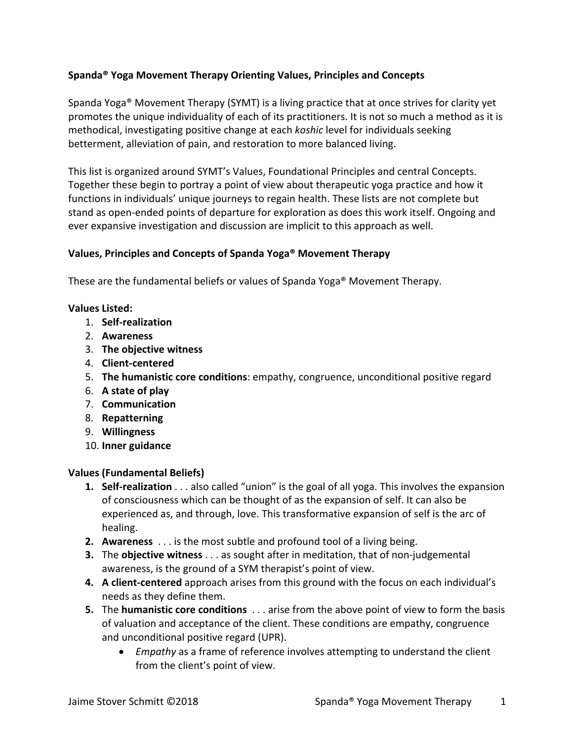**Spanda® Yoga Movement Therapy Orienting Values, Principles and Concepts**

Spanda Yoga® Movement Therapy (SYMT) is a living practice that at once strives for clarity yet promotes the unique individuality of each of its practitioners. It is not so much a method as it is methodical, investigating positive change at each *koshic* level for individuals seeking betterment, alleviation of pain, and restoration to more balanced living.

This list is organized around SYMT's Values, Foundational Principles and central Concepts. Together these begin to portray a point of view about therapeutic yoga practice and how it functions in individuals' unique journeys to regain health. These lists are not complete but stand as open-ended points of departure for exploration as does this work itself. Ongoing and ever expansive investigation and discussion are implicit to this approach as well.

**Values, Principles and Concepts of Spanda Yoga® Movement Therapy**

These are the fundamental beliefs or values of Spanda Yoga® Movement Therapy.

**Values Listed:**

1. **Self-realization**
2. **Awareness**
3. **The objective witness**
4. **Client-centered**
5. **The humanistic core conditions**: empathy, congruence, unconditional positive regard
6. **A state of play**
7. **Communication**
8. **Repatterning**
9. **Willingness**
10. **Inner guidance**

**Values (Fundamental Beliefs)**

1. **Self-realization** . . . also called "union" is the goal of all yoga. This involves the expansion of consciousness which can be thought of as the expansion of self. It can also be experienced as, and through, love. This transformative expansion of self is the arc of healing.
2. **Awareness** . . . is the most subtle and profound tool of a living being.
3. The **objective witness** . . . as sought after in meditation, that of non-judgemental awareness, is the ground of a SYM therapist's point of view.
4. **A client-centered** approach arises from this ground with the focus on each individual's needs as they define them.
5. The **humanistic core conditions** . . . arise from the above point of view to form the basis of valuation and acceptance of the client. These conditions are empathy, congruence and unconditional positive regard (UPR).
   - *Empathy* as a frame of reference involves attempting to understand the client from the client's point of view.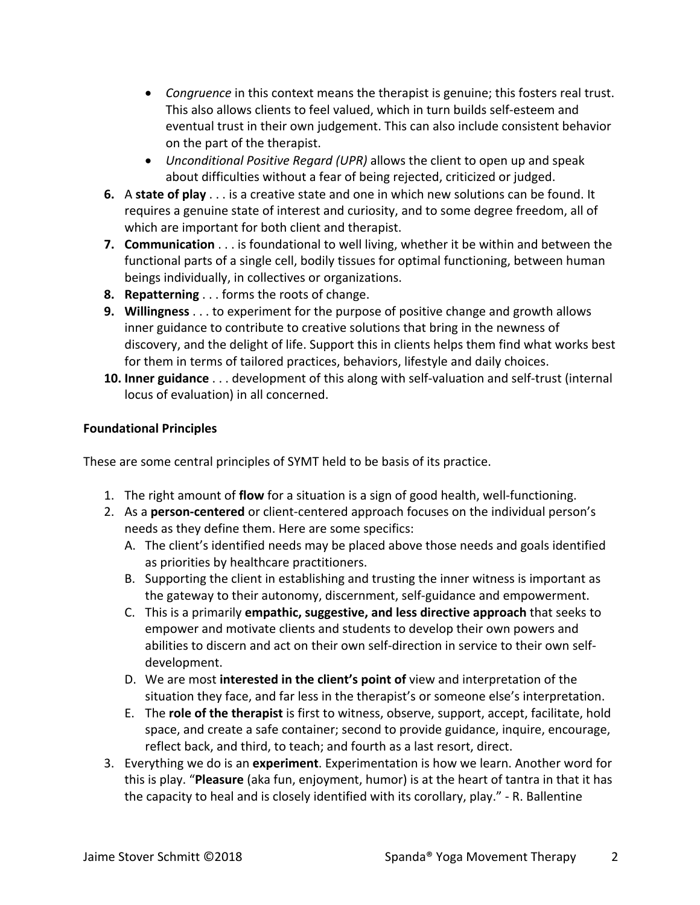- *Congruence* in this context means the therapist is genuine; this fosters real trust. This also allows clients to feel valued, which in turn builds self-esteem and eventual trust in their own judgement. This can also include consistent behavior on the part of the therapist.
- *Unconditional Positive Regard (UPR)* allows the client to open up and speak about difficulties without a fear of being rejected, criticized or judged.

6. A **state of play** . . . is a creative state and one in which new solutions can be found. It requires a genuine state of interest and curiosity, and to some degree freedom, all of which are important for both client and therapist.
7. **Communication** . . . is foundational to well living, whether it be within and between the functional parts of a single cell, bodily tissues for optimal functioning, between human beings individually, in collectives or organizations.
8. **Repatterning** . . . forms the roots of change.
9. **Willingness** . . . to experiment for the purpose of positive change and growth allows inner guidance to contribute to creative solutions that bring in the newness of discovery, and the delight of life. Support this in clients helps them find what works best for them in terms of tailored practices, behaviors, lifestyle and daily choices.
10. **Inner guidance** . . . development of this along with self-valuation and self-trust (internal locus of evaluation) in all concerned.

**Foundational Principles**

These are some central principles of SYMT held to be basis of its practice.

1. The right amount of **flow** for a situation is a sign of good health, well-functioning.
2. As a **person-centered** or client-centered approach focuses on the individual person's needs as they define them. Here are some specifics:
   A. The client's identified needs may be placed above those needs and goals identified as priorities by healthcare practitioners.
   B. Supporting the client in establishing and trusting the inner witness is important as the gateway to their autonomy, discernment, self-guidance and empowerment.
   C. This is a primarily **empathic, suggestive, and less directive approach** that seeks to empower and motivate clients and students to develop their own powers and abilities to discern and act on their own self-direction in service to their own self-development.
   D. We are most **interested in the client's point of** view and interpretation of the situation they face, and far less in the therapist's or someone else's interpretation.
   E. The **role of the therapist** is first to witness, observe, support, accept, facilitate, hold space, and create a safe container; second to provide guidance, inquire, encourage, reflect back, and third, to teach; and fourth as a last resort, direct.
3. Everything we do is an **experiment**. Experimentation is how we learn. Another word for this is play. "**Pleasure** (aka fun, enjoyment, humor) is at the heart of tantra in that it has the capacity to heal and is closely identified with its corollary, play." - R. Ballentine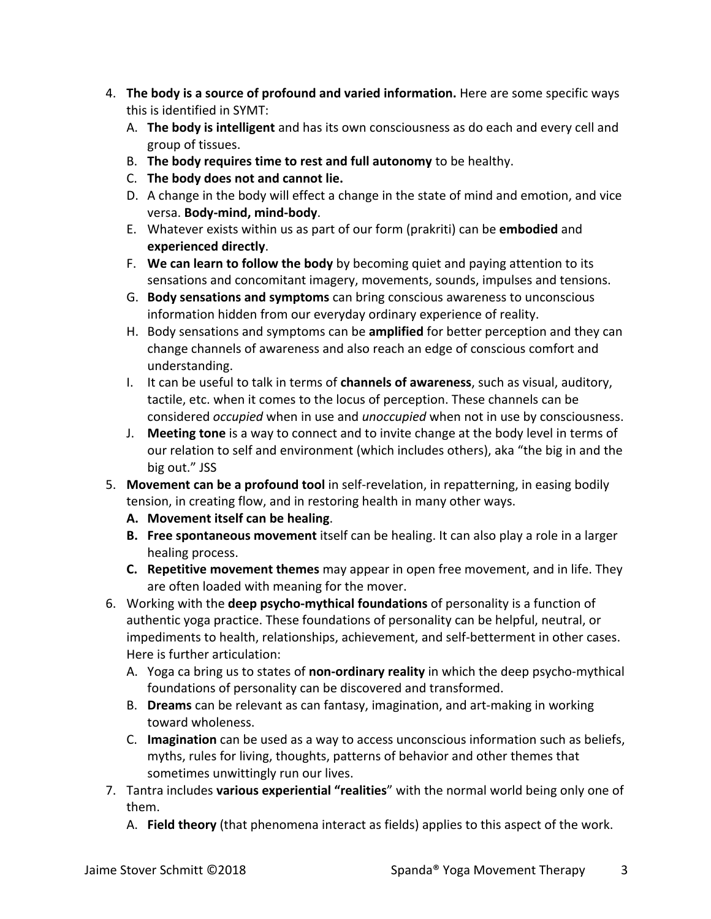4. **The body is a source of profound and varied information.** Here are some specific ways this is identified in SYMT:
   A. **The body is intelligent** and has its own consciousness as do each and every cell and group of tissues.
   B. **The body requires time to rest and full autonomy** to be healthy.
   C. **The body does not and cannot lie.**
   D. A change in the body will effect a change in the state of mind and emotion, and vice versa. **Body-mind, mind-body**.
   E. Whatever exists within us as part of our form (prakriti) can be **embodied** and **experienced directly**.
   F. **We can learn to follow the body** by becoming quiet and paying attention to its sensations and concomitant imagery, movements, sounds, impulses and tensions.
   G. **Body sensations and symptoms** can bring conscious awareness to unconscious information hidden from our everyday ordinary experience of reality.
   H. Body sensations and symptoms can be **amplified** for better perception and they can change channels of awareness and also reach an edge of conscious comfort and understanding.
   I. It can be useful to talk in terms of **channels of awareness**, such as visual, auditory, tactile, etc. when it comes to the locus of perception. These channels can be considered *occupied* when in use and *unoccupied* when not in use by consciousness.
   J. **Meeting tone** is a way to connect and to invite change at the body level in terms of our relation to self and environment (which includes others), aka "the big in and the big out." JSS
5. **Movement can be a profound tool** in self-revelation, in repatterning, in easing bodily tension, in creating flow, and in restoring health in many other ways.
   **A. Movement itself can be healing**.
   **B. Free spontaneous movement** itself can be healing. It can also play a role in a larger healing process.
   **C. Repetitive movement themes** may appear in open free movement, and in life. They are often loaded with meaning for the mover.
6. Working with the **deep psycho-mythical foundations** of personality is a function of authentic yoga practice. These foundations of personality can be helpful, neutral, or impediments to health, relationships, achievement, and self-betterment in other cases. Here is further articulation:
   A. Yoga ca bring us to states of **non-ordinary reality** in which the deep psycho-mythical foundations of personality can be discovered and transformed.
   B. **Dreams** can be relevant as can fantasy, imagination, and art-making in working toward wholeness.
   C. **Imagination** can be used as a way to access unconscious information such as beliefs, myths, rules for living, thoughts, patterns of behavior and other themes that sometimes unwittingly run our lives.
7. Tantra includes **various experiential "realities**" with the normal world being only one of them.
   A. **Field theory** (that phenomena interact as fields) applies to this aspect of the work.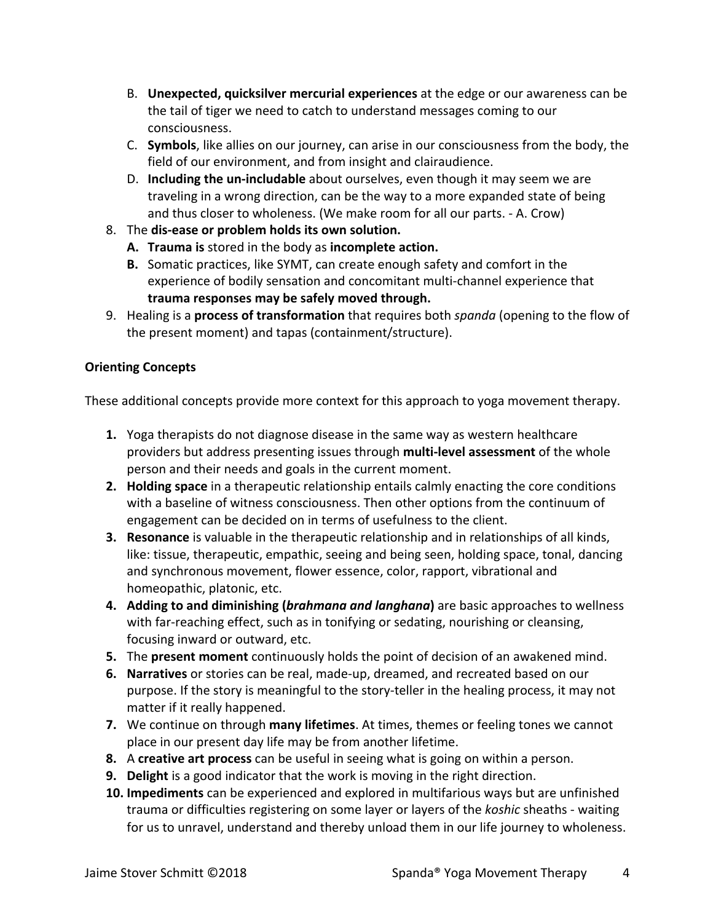B. **Unexpected, quicksilver mercurial experiences** at the edge or our awareness can be the tail of tiger we need to catch to understand messages coming to our consciousness.
   C. **Symbols**, like allies on our journey, can arise in our consciousness from the body, the field of our environment, and from insight and clairaudience.
   D. **Including the un-includable** about ourselves, even though it may seem we are traveling in a wrong direction, can be the way to a more expanded state of being and thus closer to wholeness. (We make room for all our parts. - A. Crow)

8. The **dis-ease or problem holds its own solution.**
   **A. Trauma is** stored in the body as **incomplete action.**
   **B.** Somatic practices, like SYMT, can create enough safety and comfort in the experience of bodily sensation and concomitant multi-channel experience that **trauma responses may be safely moved through.**
9. Healing is a **process of transformation** that requires both *spanda* (opening to the flow of the present moment) and tapas (containment/structure).

**Orienting Concepts**

These additional concepts provide more context for this approach to yoga movement therapy.

1. Yoga therapists do not diagnose disease in the same way as western healthcare providers but address presenting issues through **multi-level assessment** of the whole person and their needs and goals in the current moment.
2. **Holding space** in a therapeutic relationship entails calmly enacting the core conditions with a baseline of witness consciousness. Then other options from the continuum of engagement can be decided on in terms of usefulness to the client.
3. **Resonance** is valuable in the therapeutic relationship and in relationships of all kinds, like: tissue, therapeutic, empathic, seeing and being seen, holding space, tonal, dancing and synchronous movement, flower essence, color, rapport, vibrational and homeopathic, platonic, etc.
4. **Adding to and diminishing (*brahmana and langhana*)** are basic approaches to wellness with far-reaching effect, such as in tonifying or sedating, nourishing or cleansing, focusing inward or outward, etc.
5. The **present moment** continuously holds the point of decision of an awakened mind.
6. **Narratives** or stories can be real, made-up, dreamed, and recreated based on our purpose. If the story is meaningful to the story-teller in the healing process, it may not matter if it really happened.
7. We continue on through **many lifetimes**. At times, themes or feeling tones we cannot place in our present day life may be from another lifetime.
8. A **creative art process** can be useful in seeing what is going on within a person.
9. **Delight** is a good indicator that the work is moving in the right direction.
10. **Impediments** can be experienced and explored in multifarious ways but are unfinished trauma or difficulties registering on some layer or layers of the *koshic* sheaths - waiting for us to unravel, understand and thereby unload them in our life journey to wholeness.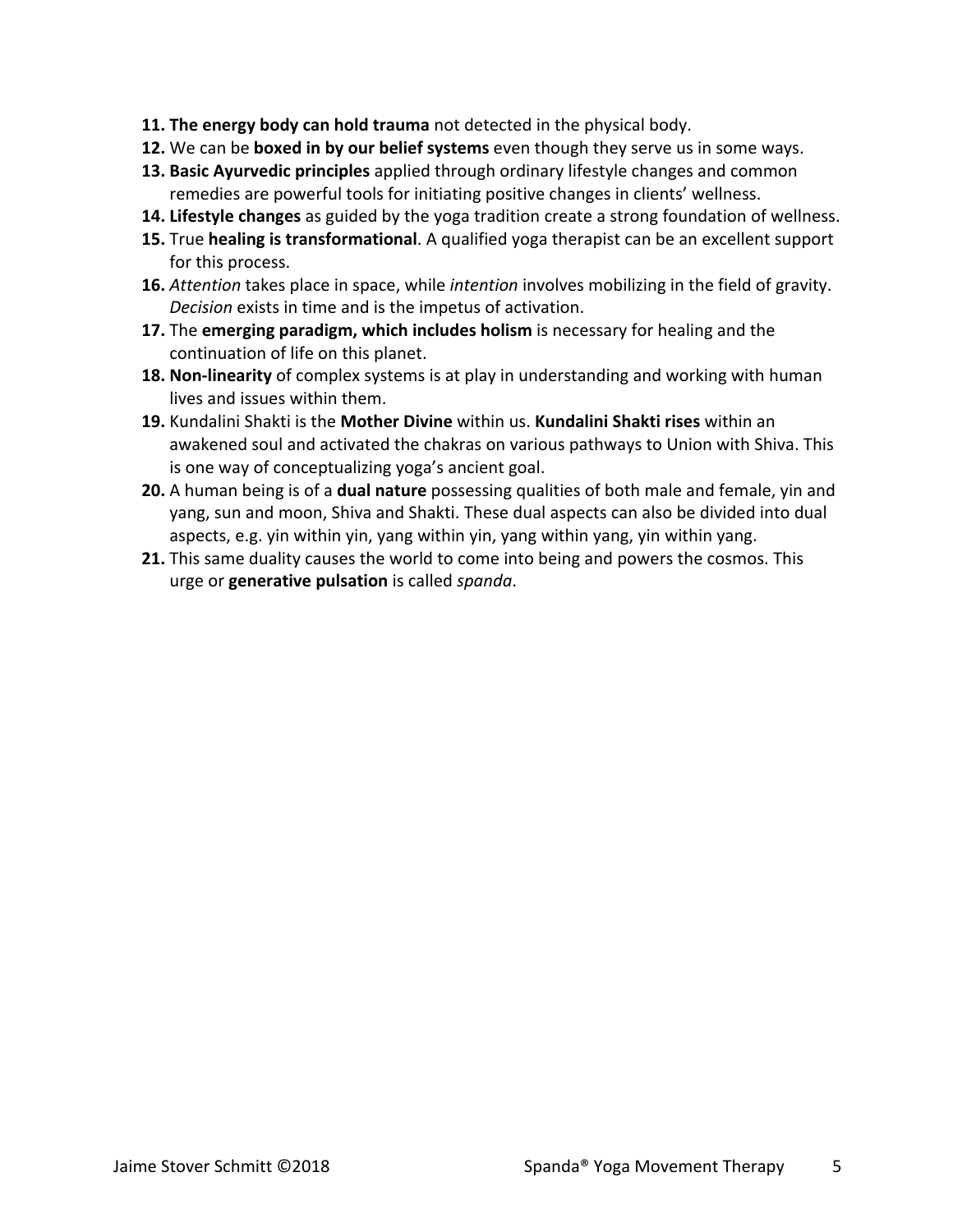11. **The energy body can hold trauma** not detected in the physical body.
12. We can be **boxed in by our belief systems** even though they serve us in some ways.
13. **Basic Ayurvedic principles** applied through ordinary lifestyle changes and common remedies are powerful tools for initiating positive changes in clients' wellness.
14. **Lifestyle changes** as guided by the yoga tradition create a strong foundation of wellness.
15. True **healing is transformational**. A qualified yoga therapist can be an excellent support for this process.
16. *Attention* takes place in space, while *intention* involves mobilizing in the field of gravity. *Decision* exists in time and is the impetus of activation.
17. The **emerging paradigm, which includes holism** is necessary for healing and the continuation of life on this planet.
18. **Non-linearity** of complex systems is at play in understanding and working with human lives and issues within them.
19. Kundalini Shakti is the **Mother Divine** within us. **Kundalini Shakti rises** within an awakened soul and activated the chakras on various pathways to Union with Shiva. This is one way of conceptualizing yoga's ancient goal.
20. A human being is of a **dual nature** possessing qualities of both male and female, yin and yang, sun and moon, Shiva and Shakti. These dual aspects can also be divided into dual aspects, e.g. yin within yin, yang within yin, yang within yang, yin within yang.
21. This same duality causes the world to come into being and powers the cosmos. This urge or **generative pulsation** is called *spanda*.